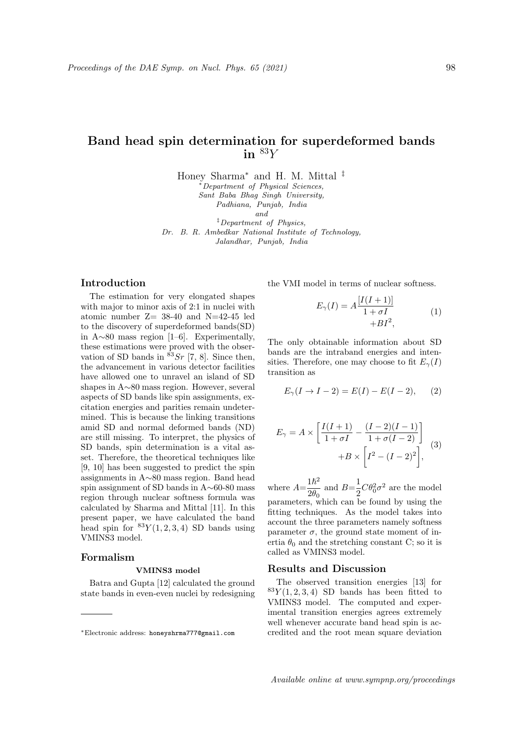# Band head spin determination for superdeformed bands in $^{83}Y$

Honey Sharma* and H. M. Mittal ‡

*Department of Physical Sciences, Sant Baba Bhag Singh University, Padhiana, Punjab, India

and

‡Department of Physics, Dr. B. R. Ambedkar National Institute of Technology, Jalandhar, Punjab, India

## Introduction

The estimation for very elongated shapes with major to minor axis of 2:1 in nuclei with atomic number Z= 38-40 and N=42-45 led to the discovery of superdeformed bands(SD) in A∼80 mass region [1–6]. Experimentally, these estimations were proved with the observation of SD bands in $^{83}Sr$ [7, 8]. Since then, the advancement in various detector facilities have allowed one to unravel an island of SD shapes in A∼80 mass region. However, several aspects of SD bands like spin assignments, excitation energies and parities remain undetermined. This is because the linking transitions amid SD and normal deformed bands (ND) are still missing. To interpret, the physics of SD bands, spin determination is a vital asset. Therefore, the theoretical techniques like [9, 10] has been suggested to predict the spin assignments in A∼80 mass region. Band head spin assignment of SD bands in A∼60-80 mass region through nuclear softness formula was calculated by Sharma and Mittal [11]. In this present paper, we have calculated the band head spin for $^{83}Y(1, 2, 3, 4)$ SD bands using VMINS3 model.

## Formalism

### VMINS3 model

Batra and Gupta [12] calculated the ground state bands in even-even nuclei by redesigning the VMI model in terms of nuclear softness.

$$E_\gamma(I) = A\frac{[I(I+1)]}{1+\sigma I} + BI^2, \tag{1}$$

The only obtainable information about SD bands are the intraband energies and intensities. Therefore, one may choose to fit $E_\gamma(I)$ transition as

$$E_\gamma(I \rightarrow I-2) = E(I) - E(I-2), \tag{2}$$

$$E_\gamma = A \times \left[\frac{I(I+1)}{1+\sigma I} - \frac{(I-2)(I-1)}{1+\sigma(I-2)}\right] + B \times \left[I^2 - (I-2)^2\right], \tag{3}$$

where $A=\frac{1\hbar^2}{2\theta_0}$ and $B=\frac{1}{2}C\theta_0^2\sigma^2$ are the model parameters, which can be found by using the fitting techniques. As the model takes into account the three parameters namely softness parameter $\sigma$, the ground state moment of inertia $\theta_0$ and the stretching constant C; so it is called as VMINS3 model.

## Results and Discussion

The observed transition energies [13] for $^{83}Y(1, 2, 3, 4)$ SD bands has been fitted to VMINS3 model. The computed and experimental transition energies agrees extremely well whenever accurate band head spin is accredited and the root mean square deviation

*Electronic address: honeyshrma777@gmail.com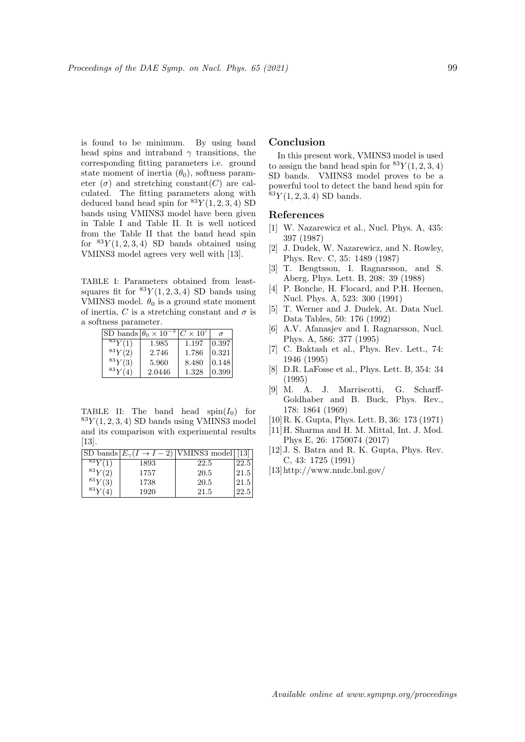is found to be minimum. By using band head spins and intraband $\gamma$ transitions, the corresponding fitting parameters i.e. ground state moment of inertia ($\theta_0$), softness parameter ($\sigma$) and stretching constant($C$) are calculated. The fitting parameters along with deduced band head spin for $^{83}Y(1,2,3,4)$ SD bands using VMINS3 model have been given in Table I and Table II. It is well noticed from the Table II that the band head spin for $^{83}Y(1,2,3,4)$ SD bands obtained using VMINS3 model agrees very well with [13].

TABLE I: Parameters obtained from least-squares fit for $^{83}Y(1,2,3,4)$ SD bands using VMINS3 model. $\theta_0$ is a ground state moment of inertia, $C$ is a stretching constant and $\sigma$ is a softness parameter.

| SD bands | $\theta_0 \times 10^{-3}$ | $C \times 10^7$ | $\sigma$ |
|---|---|---|---|
| $^{83}Y(1)$ | 1.985 | 1.197 | 0.397 |
| $^{83}Y(2)$ | 2.746 | 1.786 | 0.321 |
| $^{83}Y(3)$ | 5.960 | 8.480 | 0.148 |
| $^{83}Y(4)$ | 2.0446 | 1.328 | 0.399 |

TABLE II: The band head spin($I_0$) for $^{83}Y(1,2,3,4)$ SD bands using VMINS3 model and its comparison with experimental results [13].

| SD bands | $E_\gamma(I \rightarrow I-2)$ | VMINS3 model | [13] |
|---|---|---|---|
| $^{83}Y(1)$ | 1893 | 22.5 | 22.5 |
| $^{83}Y(2)$ | 1757 | 20.5 | 21.5 |
| $^{83}Y(3)$ | 1738 | 20.5 | 21.5 |
| $^{83}Y(4)$ | 1920 | 21.5 | 22.5 |

## Conclusion

In this present work, VMINS3 model is used to assign the band head spin for $^{83}Y(1,2,3,4)$ SD bands. VMINS3 model proves to be a powerful tool to detect the band head spin for $^{83}Y(1,2,3,4)$ SD bands.

## References

[1] W. Nazarewicz et al., Nucl. Phys. A, 435: 397 (1987)

[2] J. Dudek, W. Nazarewicz, and N. Rowley, Phys. Rev. C, 35: 1489 (1987)

[3] T. Bengtsson, I. Ragnarsson, and S. Aberg, Phys. Lett. B, 208: 39 (1988)

[4] P. Bonche, H. Flocard, and P.H. Heenen, Nucl. Phys. A, 523: 300 (1991)

[5] T. Werner and J. Dudek, At. Data Nucl. Data Tables, 50: 176 (1992)

[6] A.V. Afanasjev and I. Ragnarsson, Nucl. Phys. A, 586: 377 (1995)

[7] C. Baktash et al., Phys. Rev. Lett., 74: 1946 (1995)

[8] D.R. LaFosse et al., Phys. Lett. B, 354: 34 (1995)

[9] M. A. J. Marriscotti, G. Scharff-Goldhaber and B. Buck, Phys. Rev., 178: 1864 (1969)

[10] R. K. Gupta, Phys. Lett. B, 36: 173 (1971)

[11] H. Sharma and H. M. Mittal, Int. J. Mod. Phys E, 26: 1750074 (2017)

[12] J. S. Batra and R. K. Gupta, Phys. Rev. C, 43: 1725 (1991)

[13] http://www.nndc.bnl.gov/